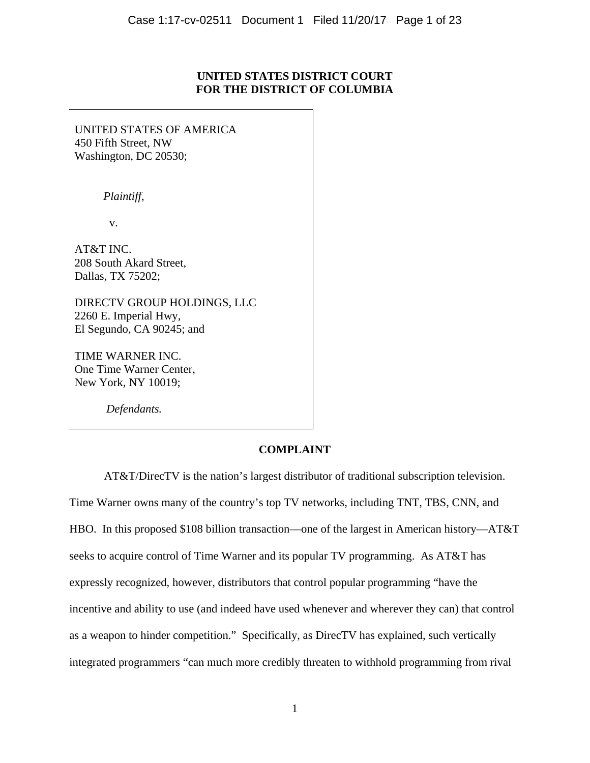**UNITED STATES DISTRICT COURT**
**FOR THE DISTRICT OF COLUMBIA**

UNITED STATES OF AMERICA
450 Fifth Street, NW
Washington, DC 20530;

*Plaintiff*,

v.

AT&T INC.
208 South Akard Street,
Dallas, TX 75202;

DIRECTV GROUP HOLDINGS, LLC
2260 E. Imperial Hwy,
El Segundo, CA 90245; and

TIME WARNER INC.
One Time Warner Center,
New York, NY 10019;

*Defendants.*

## COMPLAINT

AT&T/DirecTV is the nation's largest distributor of traditional subscription television. Time Warner owns many of the country's top TV networks, including TNT, TBS, CNN, and HBO. In this proposed $108 billion transaction—one of the largest in American history—AT&T seeks to acquire control of Time Warner and its popular TV programming. As AT&T has expressly recognized, however, distributors that control popular programming "have the incentive and ability to use (and indeed have used whenever and wherever they can) that control as a weapon to hinder competition." Specifically, as DirecTV has explained, such vertically integrated programmers "can much more credibly threaten to withhold programming from rival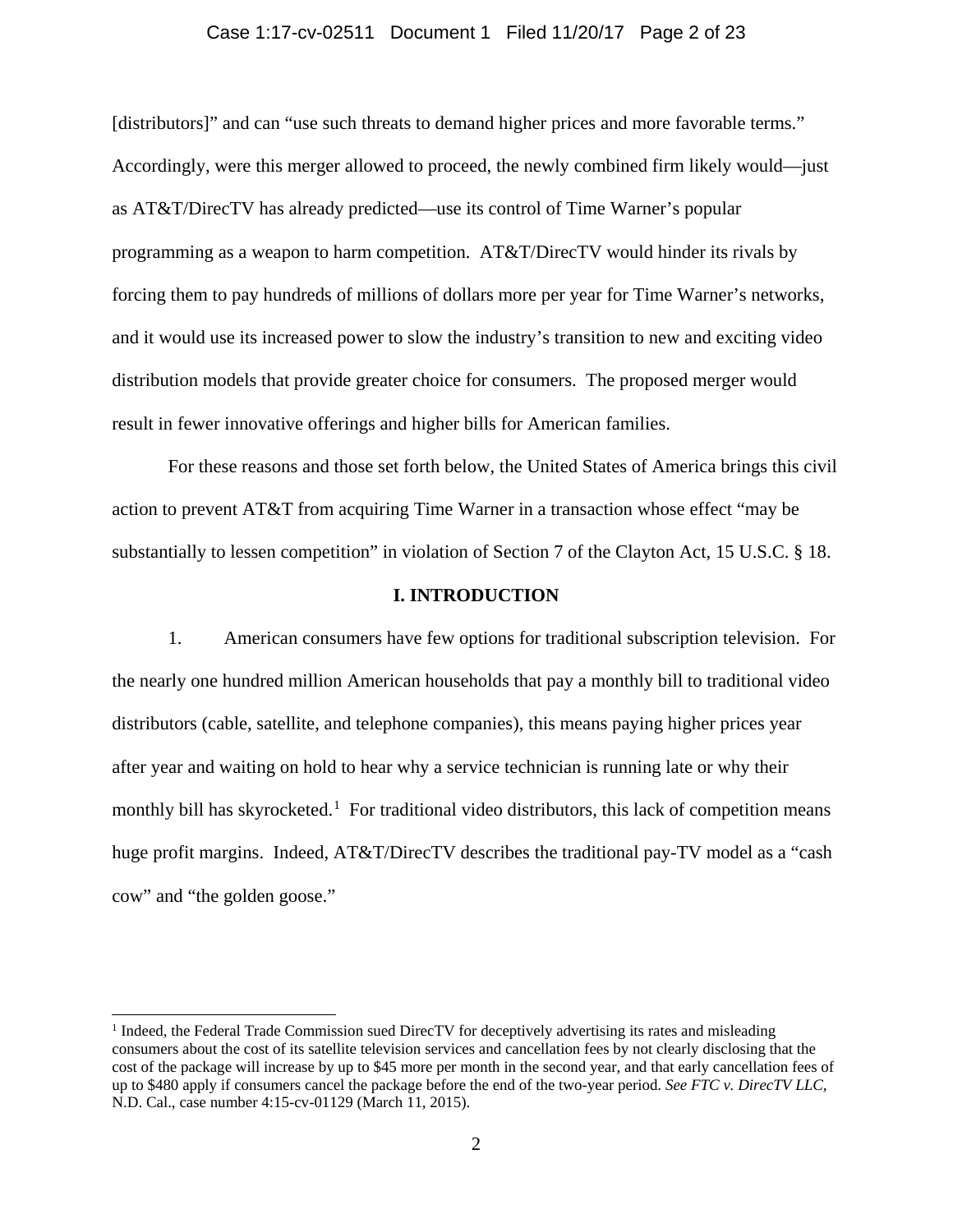[distributors]" and can "use such threats to demand higher prices and more favorable terms." Accordingly, were this merger allowed to proceed, the newly combined firm likely would—just as AT&T/DirecTV has already predicted—use its control of Time Warner's popular programming as a weapon to harm competition. AT&T/DirecTV would hinder its rivals by forcing them to pay hundreds of millions of dollars more per year for Time Warner's networks, and it would use its increased power to slow the industry's transition to new and exciting video distribution models that provide greater choice for consumers. The proposed merger would result in fewer innovative offerings and higher bills for American families.

For these reasons and those set forth below, the United States of America brings this civil action to prevent AT&T from acquiring Time Warner in a transaction whose effect "may be substantially to lessen competition" in violation of Section 7 of the Clayton Act, 15 U.S.C. § 18.

## I. INTRODUCTION

1. American consumers have few options for traditional subscription television. For the nearly one hundred million American households that pay a monthly bill to traditional video distributors (cable, satellite, and telephone companies), this means paying higher prices year after year and waiting on hold to hear why a service technician is running late or why their monthly bill has skyrocketed.[1] For traditional video distributors, this lack of competition means huge profit margins. Indeed, AT&T/DirecTV describes the traditional pay-TV model as a "cash cow" and "the golden goose."

---

[1] Indeed, the Federal Trade Commission sued DirecTV for deceptively advertising its rates and misleading consumers about the cost of its satellite television services and cancellation fees by not clearly disclosing that the cost of the package will increase by up to $45 more per month in the second year, and that early cancellation fees of up to $480 apply if consumers cancel the package before the end of the two-year period. *See FTC v. DirecTV LLC*, N.D. Cal., case number 4:15-cv-01129 (March 11, 2015).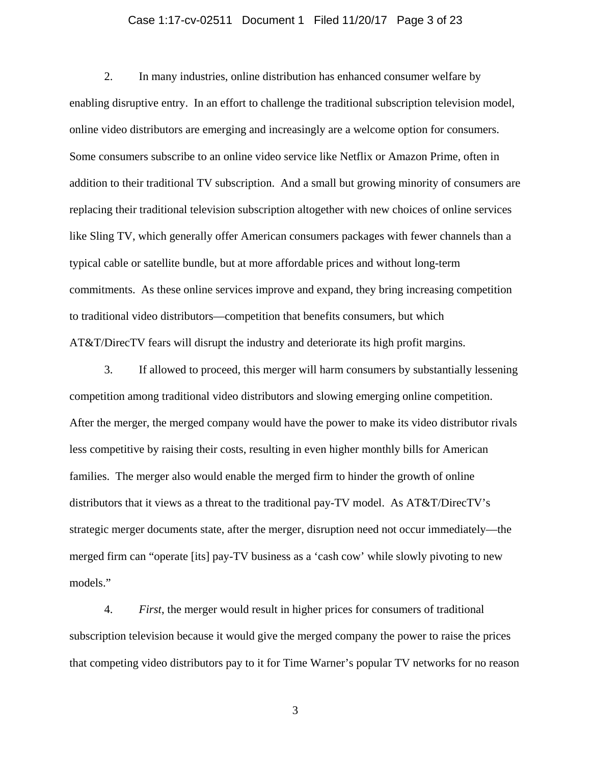2. In many industries, online distribution has enhanced consumer welfare by enabling disruptive entry. In an effort to challenge the traditional subscription television model, online video distributors are emerging and increasingly are a welcome option for consumers. Some consumers subscribe to an online video service like Netflix or Amazon Prime, often in addition to their traditional TV subscription. And a small but growing minority of consumers are replacing their traditional television subscription altogether with new choices of online services like Sling TV, which generally offer American consumers packages with fewer channels than a typical cable or satellite bundle, but at more affordable prices and without long-term commitments. As these online services improve and expand, they bring increasing competition to traditional video distributors—competition that benefits consumers, but which AT&T/DirecTV fears will disrupt the industry and deteriorate its high profit margins.

3. If allowed to proceed, this merger will harm consumers by substantially lessening competition among traditional video distributors and slowing emerging online competition. After the merger, the merged company would have the power to make its video distributor rivals less competitive by raising their costs, resulting in even higher monthly bills for American families. The merger also would enable the merged firm to hinder the growth of online distributors that it views as a threat to the traditional pay-TV model. As AT&T/DirecTV's strategic merger documents state, after the merger, disruption need not occur immediately—the merged firm can "operate [its] pay-TV business as a 'cash cow' while slowly pivoting to new models."

4. *First*, the merger would result in higher prices for consumers of traditional subscription television because it would give the merged company the power to raise the prices that competing video distributors pay to it for Time Warner's popular TV networks for no reason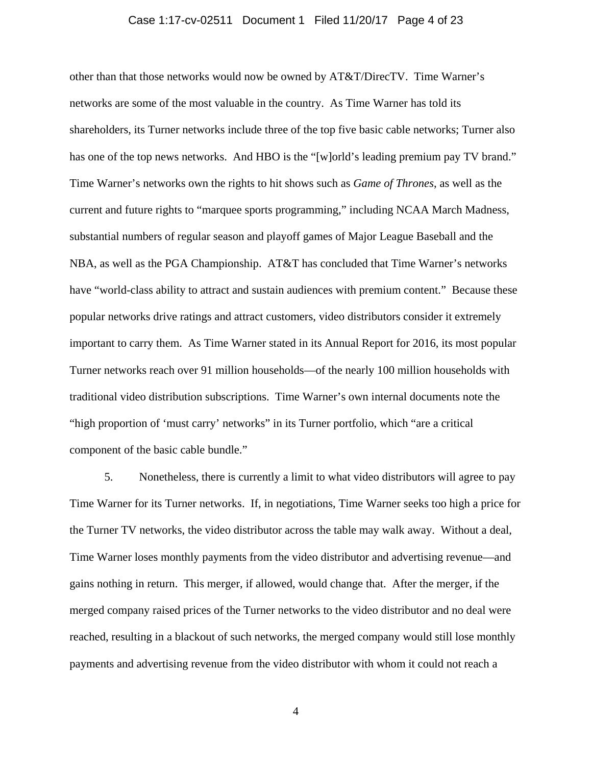other than that those networks would now be owned by AT&T/DirecTV. Time Warner's networks are some of the most valuable in the country. As Time Warner has told its shareholders, its Turner networks include three of the top five basic cable networks; Turner also has one of the top news networks. And HBO is the "[w]orld's leading premium pay TV brand." Time Warner's networks own the rights to hit shows such as *Game of Thrones*, as well as the current and future rights to "marquee sports programming," including NCAA March Madness, substantial numbers of regular season and playoff games of Major League Baseball and the NBA, as well as the PGA Championship. AT&T has concluded that Time Warner's networks have "world-class ability to attract and sustain audiences with premium content." Because these popular networks drive ratings and attract customers, video distributors consider it extremely important to carry them. As Time Warner stated in its Annual Report for 2016, its most popular Turner networks reach over 91 million households—of the nearly 100 million households with traditional video distribution subscriptions. Time Warner's own internal documents note the "high proportion of 'must carry' networks" in its Turner portfolio, which "are a critical component of the basic cable bundle."

5. Nonetheless, there is currently a limit to what video distributors will agree to pay Time Warner for its Turner networks. If, in negotiations, Time Warner seeks too high a price for the Turner TV networks, the video distributor across the table may walk away. Without a deal, Time Warner loses monthly payments from the video distributor and advertising revenue—and gains nothing in return. This merger, if allowed, would change that. After the merger, if the merged company raised prices of the Turner networks to the video distributor and no deal were reached, resulting in a blackout of such networks, the merged company would still lose monthly payments and advertising revenue from the video distributor with whom it could not reach a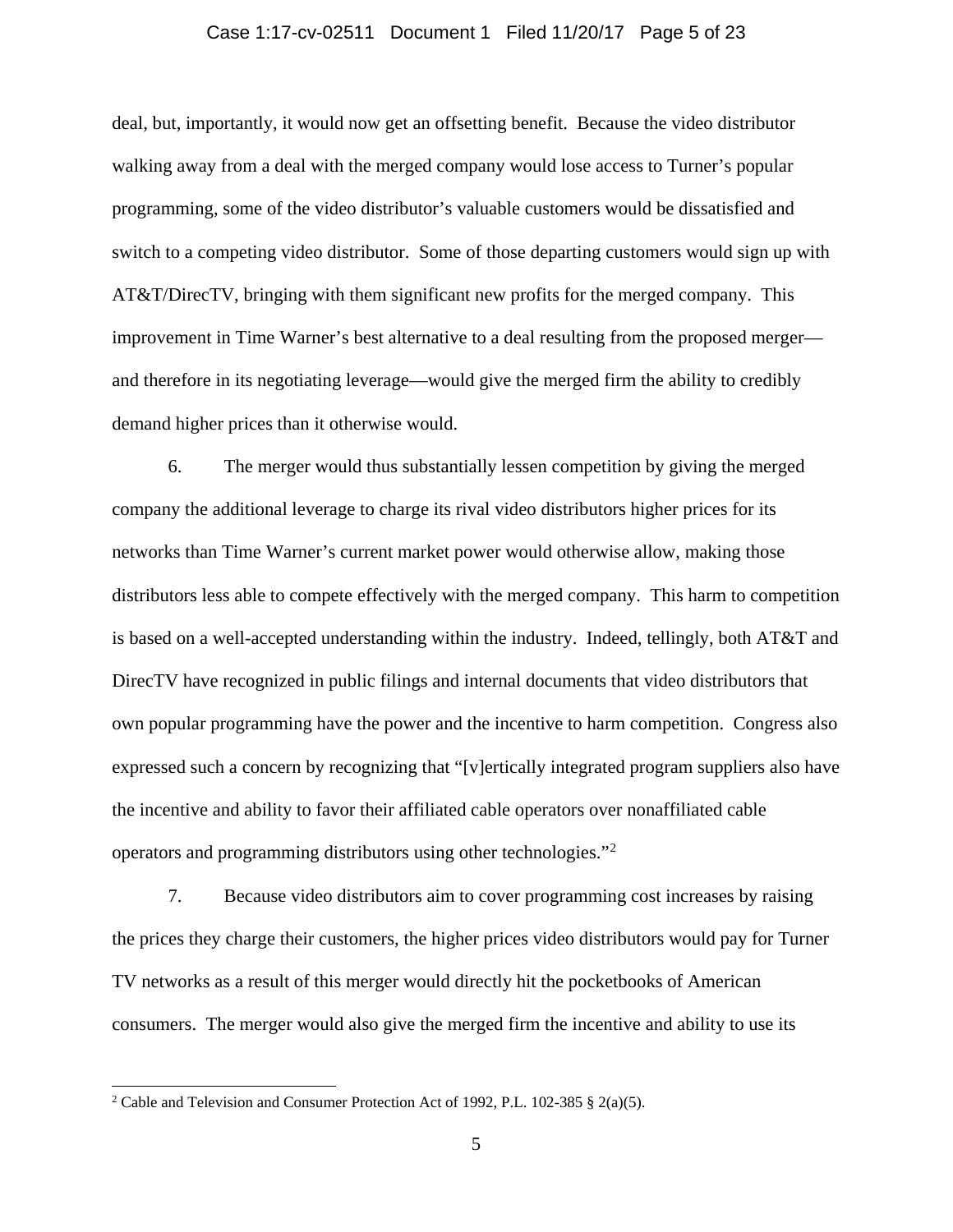deal, but, importantly, it would now get an offsetting benefit. Because the video distributor walking away from a deal with the merged company would lose access to Turner's popular programming, some of the video distributor's valuable customers would be dissatisfied and switch to a competing video distributor. Some of those departing customers would sign up with AT&T/DirecTV, bringing with them significant new profits for the merged company. This improvement in Time Warner's best alternative to a deal resulting from the proposed merger—and therefore in its negotiating leverage—would give the merged firm the ability to credibly demand higher prices than it otherwise would.

6. The merger would thus substantially lessen competition by giving the merged company the additional leverage to charge its rival video distributors higher prices for its networks than Time Warner's current market power would otherwise allow, making those distributors less able to compete effectively with the merged company. This harm to competition is based on a well-accepted understanding within the industry. Indeed, tellingly, both AT&T and DirecTV have recognized in public filings and internal documents that video distributors that own popular programming have the power and the incentive to harm competition. Congress also expressed such a concern by recognizing that "[v]ertically integrated program suppliers also have the incentive and ability to favor their affiliated cable operators over nonaffiliated cable operators and programming distributors using other technologies."[2]

7. Because video distributors aim to cover programming cost increases by raising the prices they charge their customers, the higher prices video distributors would pay for Turner TV networks as a result of this merger would directly hit the pocketbooks of American consumers. The merger would also give the merged firm the incentive and ability to use its

[2] Cable and Television and Consumer Protection Act of 1992, P.L. 102-385 § 2(a)(5).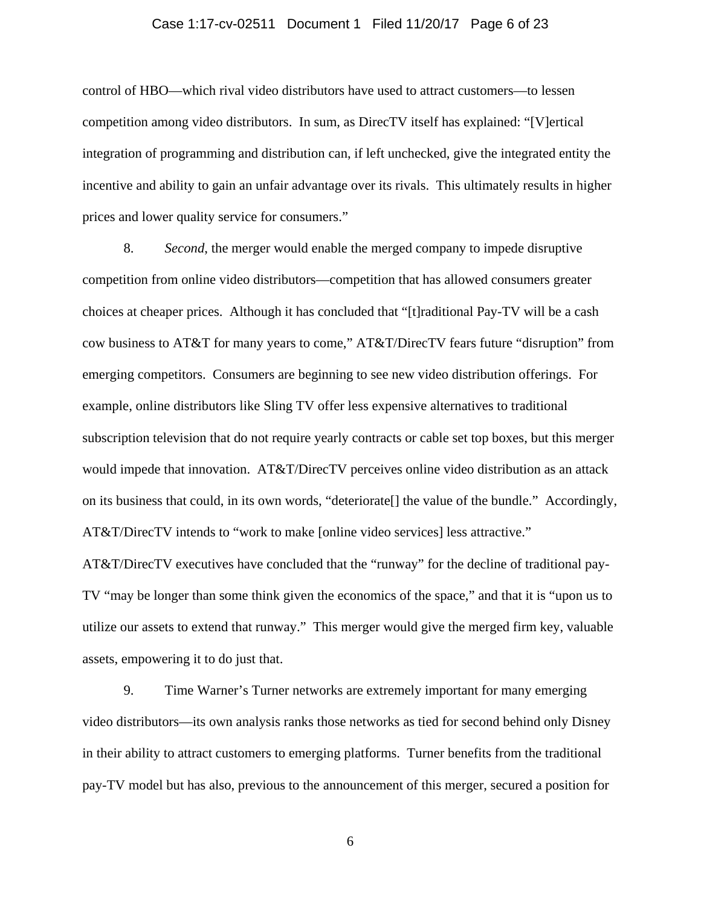control of HBO—which rival video distributors have used to attract customers—to lessen competition among video distributors. In sum, as DirecTV itself has explained: "[V]ertical integration of programming and distribution can, if left unchecked, give the integrated entity the incentive and ability to gain an unfair advantage over its rivals. This ultimately results in higher prices and lower quality service for consumers."

8. *Second*, the merger would enable the merged company to impede disruptive competition from online video distributors—competition that has allowed consumers greater choices at cheaper prices. Although it has concluded that "[t]raditional Pay-TV will be a cash cow business to AT&T for many years to come," AT&T/DirecTV fears future "disruption" from emerging competitors. Consumers are beginning to see new video distribution offerings. For example, online distributors like Sling TV offer less expensive alternatives to traditional subscription television that do not require yearly contracts or cable set top boxes, but this merger would impede that innovation. AT&T/DirecTV perceives online video distribution as an attack on its business that could, in its own words, "deteriorate[] the value of the bundle." Accordingly, AT&T/DirecTV intends to "work to make [online video services] less attractive." AT&T/DirecTV executives have concluded that the "runway" for the decline of traditional pay-TV "may be longer than some think given the economics of the space," and that it is "upon us to utilize our assets to extend that runway." This merger would give the merged firm key, valuable assets, empowering it to do just that.

9. Time Warner's Turner networks are extremely important for many emerging video distributors—its own analysis ranks those networks as tied for second behind only Disney in their ability to attract customers to emerging platforms. Turner benefits from the traditional pay-TV model but has also, previous to the announcement of this merger, secured a position for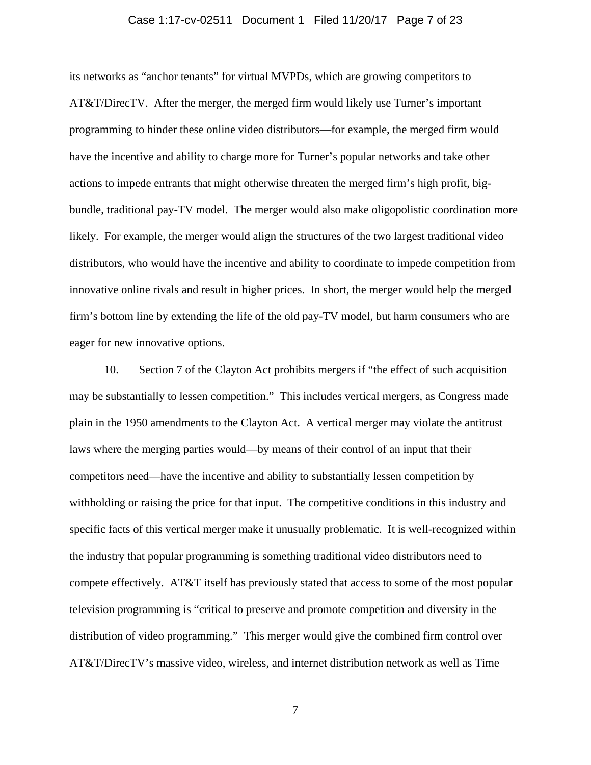its networks as "anchor tenants" for virtual MVPDs, which are growing competitors to AT&T/DirecTV. After the merger, the merged firm would likely use Turner's important programming to hinder these online video distributors—for example, the merged firm would have the incentive and ability to charge more for Turner's popular networks and take other actions to impede entrants that might otherwise threaten the merged firm's high profit, big-bundle, traditional pay-TV model. The merger would also make oligopolistic coordination more likely. For example, the merger would align the structures of the two largest traditional video distributors, who would have the incentive and ability to coordinate to impede competition from innovative online rivals and result in higher prices. In short, the merger would help the merged firm's bottom line by extending the life of the old pay-TV model, but harm consumers who are eager for new innovative options.

10. Section 7 of the Clayton Act prohibits mergers if "the effect of such acquisition may be substantially to lessen competition." This includes vertical mergers, as Congress made plain in the 1950 amendments to the Clayton Act. A vertical merger may violate the antitrust laws where the merging parties would—by means of their control of an input that their competitors need—have the incentive and ability to substantially lessen competition by withholding or raising the price for that input. The competitive conditions in this industry and specific facts of this vertical merger make it unusually problematic. It is well-recognized within the industry that popular programming is something traditional video distributors need to compete effectively. AT&T itself has previously stated that access to some of the most popular television programming is "critical to preserve and promote competition and diversity in the distribution of video programming." This merger would give the combined firm control over AT&T/DirecTV's massive video, wireless, and internet distribution network as well as Time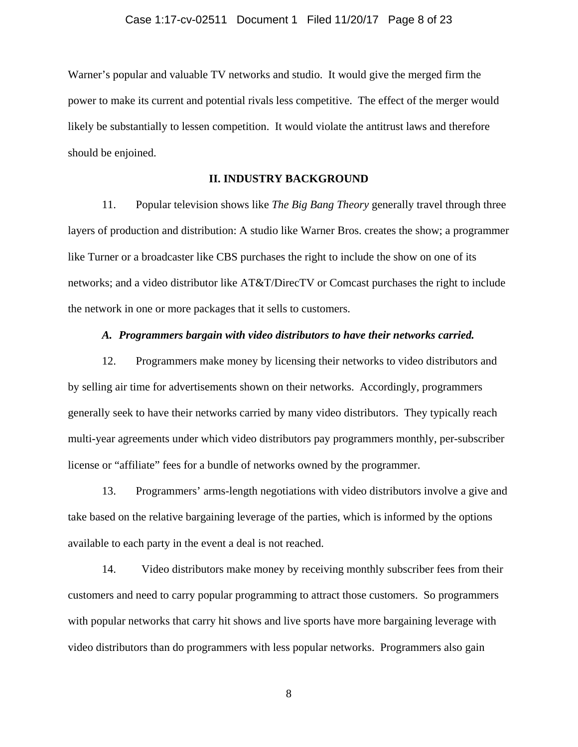Warner's popular and valuable TV networks and studio. It would give the merged firm the power to make its current and potential rivals less competitive. The effect of the merger would likely be substantially to lessen competition. It would violate the antitrust laws and therefore should be enjoined.

## II. INDUSTRY BACKGROUND

11. Popular television shows like *The Big Bang Theory* generally travel through three layers of production and distribution: A studio like Warner Bros. creates the show; a programmer like Turner or a broadcaster like CBS purchases the right to include the show on one of its networks; and a video distributor like AT&T/DirecTV or Comcast purchases the right to include the network in one or more packages that it sells to customers.

### ***A. Programmers bargain with video distributors to have their networks carried.***

12. Programmers make money by licensing their networks to video distributors and by selling air time for advertisements shown on their networks. Accordingly, programmers generally seek to have their networks carried by many video distributors. They typically reach multi-year agreements under which video distributors pay programmers monthly, per-subscriber license or "affiliate" fees for a bundle of networks owned by the programmer.

13. Programmers' arms-length negotiations with video distributors involve a give and take based on the relative bargaining leverage of the parties, which is informed by the options available to each party in the event a deal is not reached.

14. Video distributors make money by receiving monthly subscriber fees from their customers and need to carry popular programming to attract those customers. So programmers with popular networks that carry hit shows and live sports have more bargaining leverage with video distributors than do programmers with less popular networks. Programmers also gain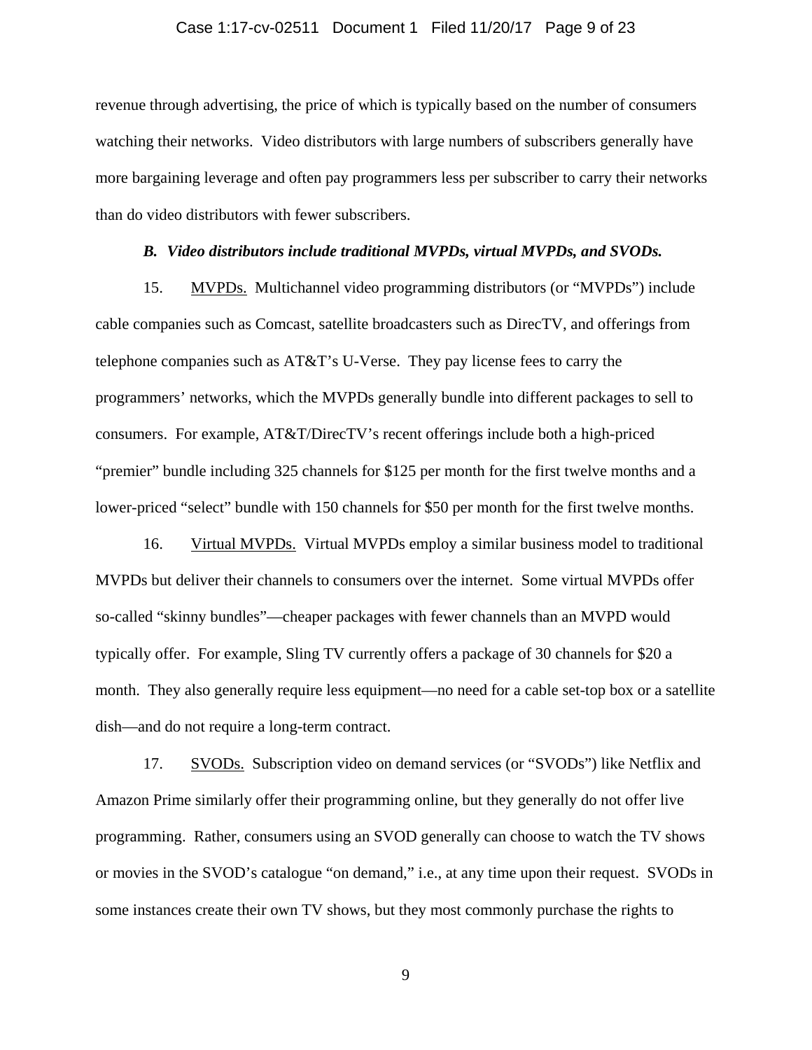revenue through advertising, the price of which is typically based on the number of consumers watching their networks. Video distributors with large numbers of subscribers generally have more bargaining leverage and often pay programmers less per subscriber to carry their networks than do video distributors with fewer subscribers.

### *B. Video distributors include traditional MVPDs, virtual MVPDs, and SVODs.*

15. MVPDs. Multichannel video programming distributors (or "MVPDs") include cable companies such as Comcast, satellite broadcasters such as DirecTV, and offerings from telephone companies such as AT&T's U-Verse. They pay license fees to carry the programmers' networks, which the MVPDs generally bundle into different packages to sell to consumers. For example, AT&T/DirecTV's recent offerings include both a high-priced "premier" bundle including 325 channels for $125 per month for the first twelve months and a lower-priced "select" bundle with 150 channels for $50 per month for the first twelve months.

16. Virtual MVPDs. Virtual MVPDs employ a similar business model to traditional MVPDs but deliver their channels to consumers over the internet. Some virtual MVPDs offer so-called "skinny bundles"—cheaper packages with fewer channels than an MVPD would typically offer. For example, Sling TV currently offers a package of 30 channels for $20 a month. They also generally require less equipment—no need for a cable set-top box or a satellite dish—and do not require a long-term contract.

17. SVODs. Subscription video on demand services (or "SVODs") like Netflix and Amazon Prime similarly offer their programming online, but they generally do not offer live programming. Rather, consumers using an SVOD generally can choose to watch the TV shows or movies in the SVOD's catalogue "on demand," i.e., at any time upon their request. SVODs in some instances create their own TV shows, but they most commonly purchase the rights to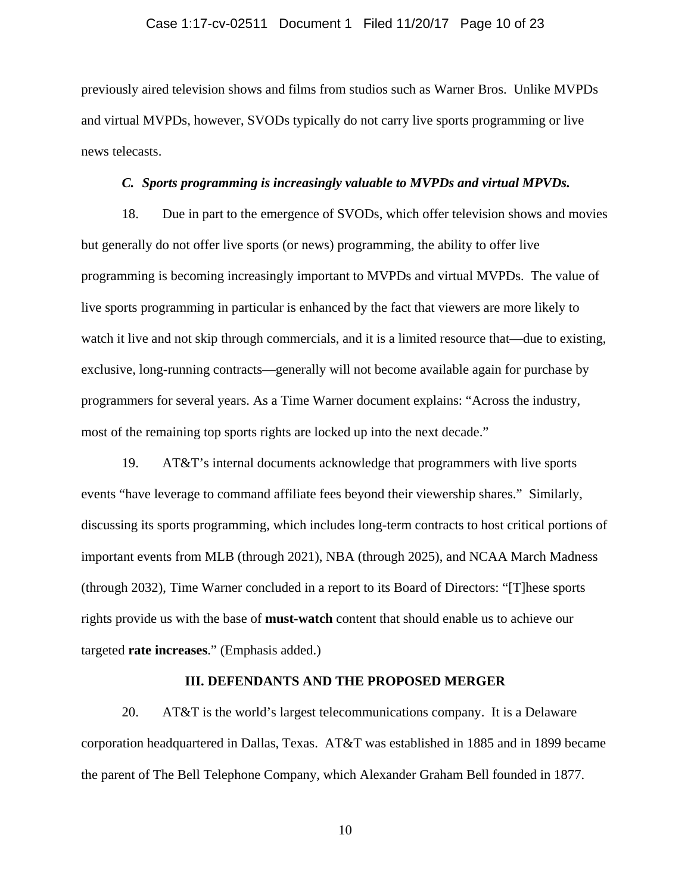previously aired television shows and films from studios such as Warner Bros. Unlike MVPDs and virtual MVPDs, however, SVODs typically do not carry live sports programming or live news telecasts.

### *C. Sports programming is increasingly valuable to MVPDs and virtual MPVDs.*

18. Due in part to the emergence of SVODs, which offer television shows and movies but generally do not offer live sports (or news) programming, the ability to offer live programming is becoming increasingly important to MVPDs and virtual MVPDs. The value of live sports programming in particular is enhanced by the fact that viewers are more likely to watch it live and not skip through commercials, and it is a limited resource that—due to existing, exclusive, long-running contracts—generally will not become available again for purchase by programmers for several years. As a Time Warner document explains: "Across the industry, most of the remaining top sports rights are locked up into the next decade."

19. AT&T's internal documents acknowledge that programmers with live sports events "have leverage to command affiliate fees beyond their viewership shares." Similarly, discussing its sports programming, which includes long-term contracts to host critical portions of important events from MLB (through 2021), NBA (through 2025), and NCAA March Madness (through 2032), Time Warner concluded in a report to its Board of Directors: "[T]hese sports rights provide us with the base of **must-watch** content that should enable us to achieve our targeted **rate increases**." (Emphasis added.)

## III. DEFENDANTS AND THE PROPOSED MERGER

20. AT&T is the world's largest telecommunications company. It is a Delaware corporation headquartered in Dallas, Texas. AT&T was established in 1885 and in 1899 became the parent of The Bell Telephone Company, which Alexander Graham Bell founded in 1877.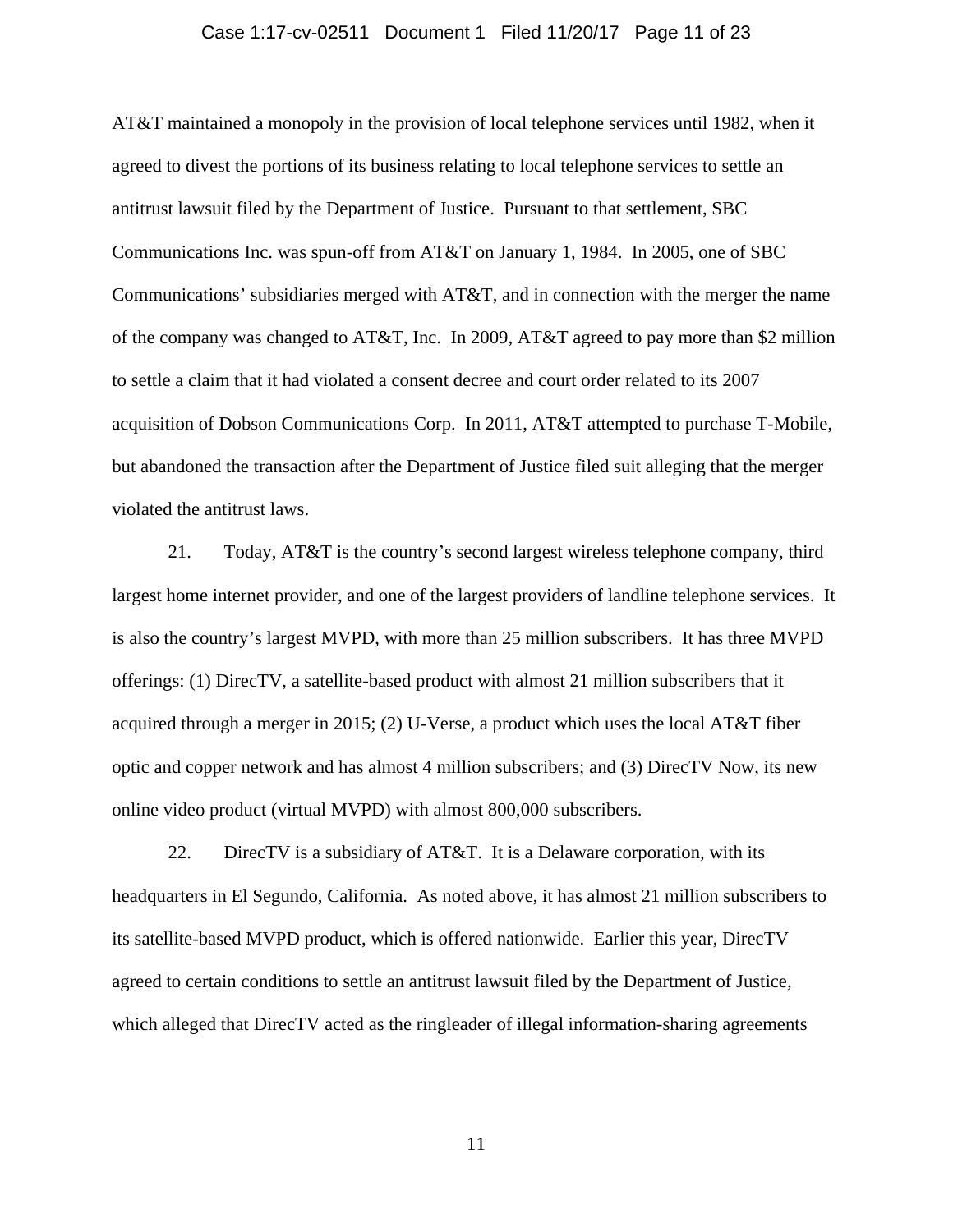AT&T maintained a monopoly in the provision of local telephone services until 1982, when it agreed to divest the portions of its business relating to local telephone services to settle an antitrust lawsuit filed by the Department of Justice. Pursuant to that settlement, SBC Communications Inc. was spun-off from AT&T on January 1, 1984. In 2005, one of SBC Communications' subsidiaries merged with AT&T, and in connection with the merger the name of the company was changed to AT&T, Inc. In 2009, AT&T agreed to pay more than $2 million to settle a claim that it had violated a consent decree and court order related to its 2007 acquisition of Dobson Communications Corp. In 2011, AT&T attempted to purchase T-Mobile, but abandoned the transaction after the Department of Justice filed suit alleging that the merger violated the antitrust laws.

21. Today, AT&T is the country's second largest wireless telephone company, third largest home internet provider, and one of the largest providers of landline telephone services. It is also the country's largest MVPD, with more than 25 million subscribers. It has three MVPD offerings: (1) DirecTV, a satellite-based product with almost 21 million subscribers that it acquired through a merger in 2015; (2) U-Verse, a product which uses the local AT&T fiber optic and copper network and has almost 4 million subscribers; and (3) DirecTV Now, its new online video product (virtual MVPD) with almost 800,000 subscribers.

22. DirecTV is a subsidiary of AT&T. It is a Delaware corporation, with its headquarters in El Segundo, California. As noted above, it has almost 21 million subscribers to its satellite-based MVPD product, which is offered nationwide. Earlier this year, DirecTV agreed to certain conditions to settle an antitrust lawsuit filed by the Department of Justice, which alleged that DirecTV acted as the ringleader of illegal information-sharing agreements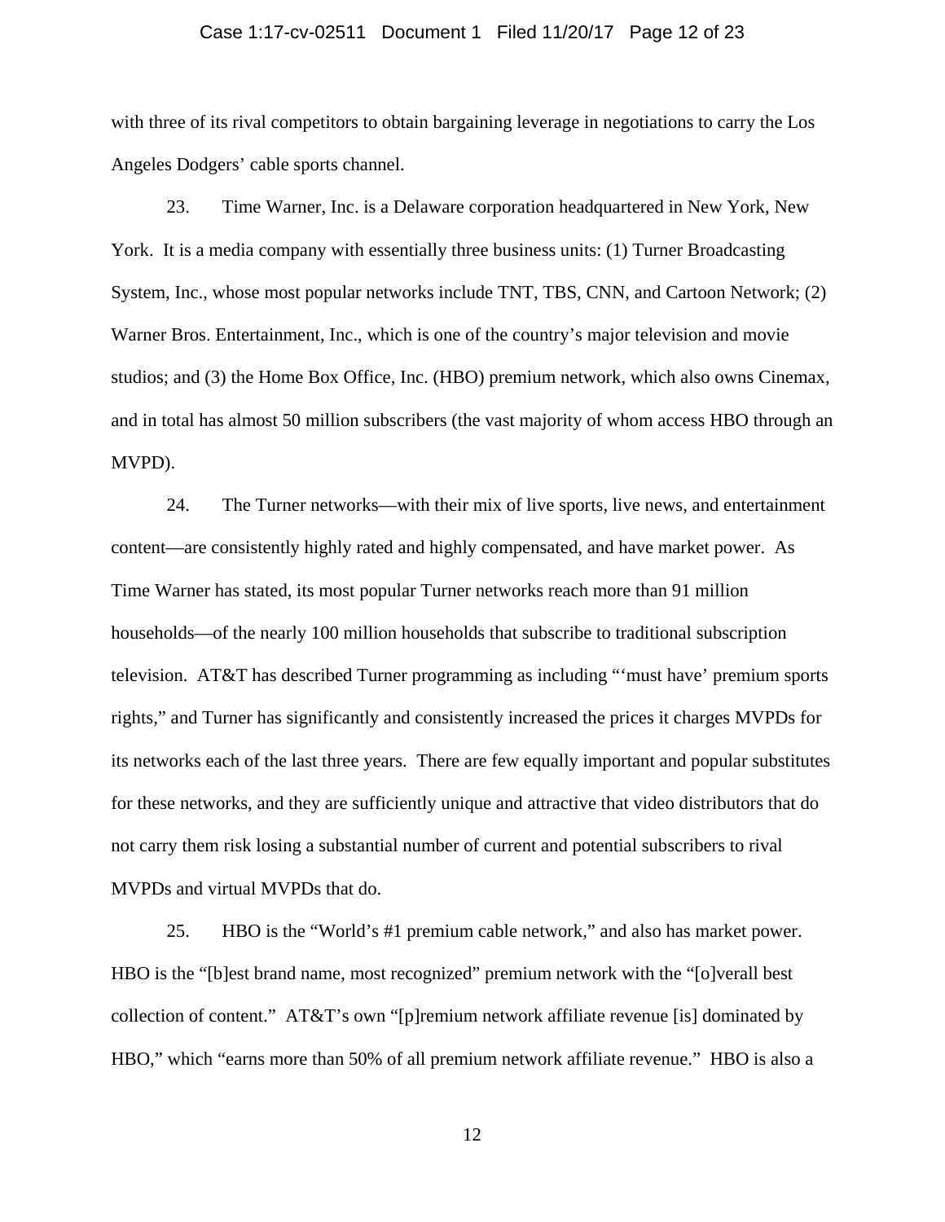with three of its rival competitors to obtain bargaining leverage in negotiations to carry the Los Angeles Dodgers' cable sports channel.

23. Time Warner, Inc. is a Delaware corporation headquartered in New York, New York. It is a media company with essentially three business units: (1) Turner Broadcasting System, Inc., whose most popular networks include TNT, TBS, CNN, and Cartoon Network; (2) Warner Bros. Entertainment, Inc., which is one of the country's major television and movie studios; and (3) the Home Box Office, Inc. (HBO) premium network, which also owns Cinemax, and in total has almost 50 million subscribers (the vast majority of whom access HBO through an MVPD).

24. The Turner networks—with their mix of live sports, live news, and entertainment content—are consistently highly rated and highly compensated, and have market power. As Time Warner has stated, its most popular Turner networks reach more than 91 million households—of the nearly 100 million households that subscribe to traditional subscription television. AT&T has described Turner programming as including "'must have' premium sports rights," and Turner has significantly and consistently increased the prices it charges MVPDs for its networks each of the last three years. There are few equally important and popular substitutes for these networks, and they are sufficiently unique and attractive that video distributors that do not carry them risk losing a substantial number of current and potential subscribers to rival MVPDs and virtual MVPDs that do.

25. HBO is the "World's #1 premium cable network," and also has market power. HBO is the "[b]est brand name, most recognized" premium network with the "[o]verall best collection of content." AT&T's own "[p]remium network affiliate revenue [is] dominated by HBO," which "earns more than 50% of all premium network affiliate revenue." HBO is also a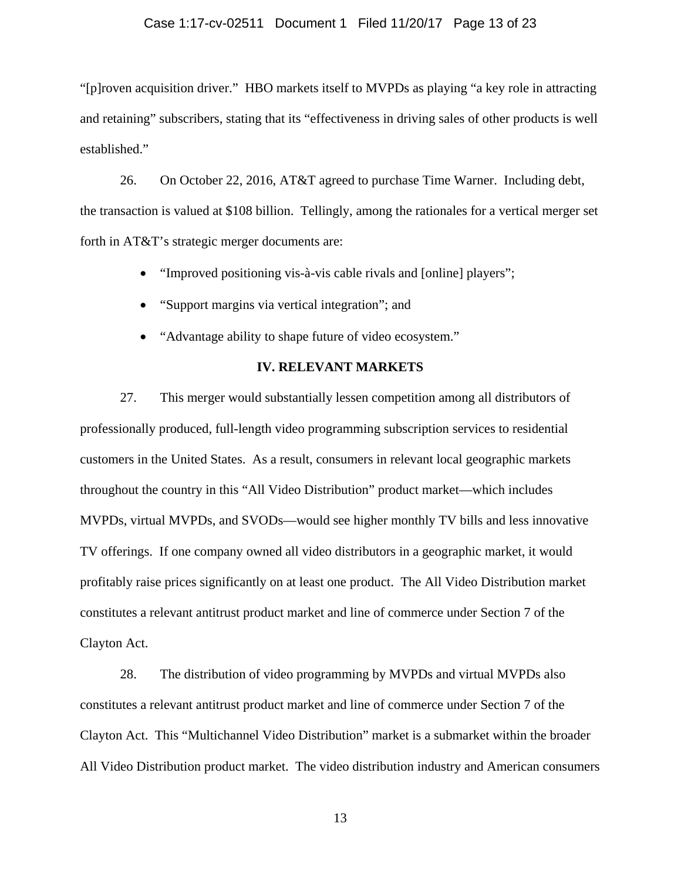"[p]roven acquisition driver." HBO markets itself to MVPDs as playing "a key role in attracting and retaining" subscribers, stating that its "effectiveness in driving sales of other products is well established."

26. On October 22, 2016, AT&T agreed to purchase Time Warner. Including debt, the transaction is valued at $108 billion. Tellingly, among the rationales for a vertical merger set forth in AT&T's strategic merger documents are:

- "Improved positioning vis-à-vis cable rivals and [online] players";
- "Support margins via vertical integration"; and
- "Advantage ability to shape future of video ecosystem."

## IV. RELEVANT MARKETS

27. This merger would substantially lessen competition among all distributors of professionally produced, full-length video programming subscription services to residential customers in the United States. As a result, consumers in relevant local geographic markets throughout the country in this "All Video Distribution" product market—which includes MVPDs, virtual MVPDs, and SVODs—would see higher monthly TV bills and less innovative TV offerings. If one company owned all video distributors in a geographic market, it would profitably raise prices significantly on at least one product. The All Video Distribution market constitutes a relevant antitrust product market and line of commerce under Section 7 of the Clayton Act.

28. The distribution of video programming by MVPDs and virtual MVPDs also constitutes a relevant antitrust product market and line of commerce under Section 7 of the Clayton Act. This "Multichannel Video Distribution" market is a submarket within the broader All Video Distribution product market. The video distribution industry and American consumers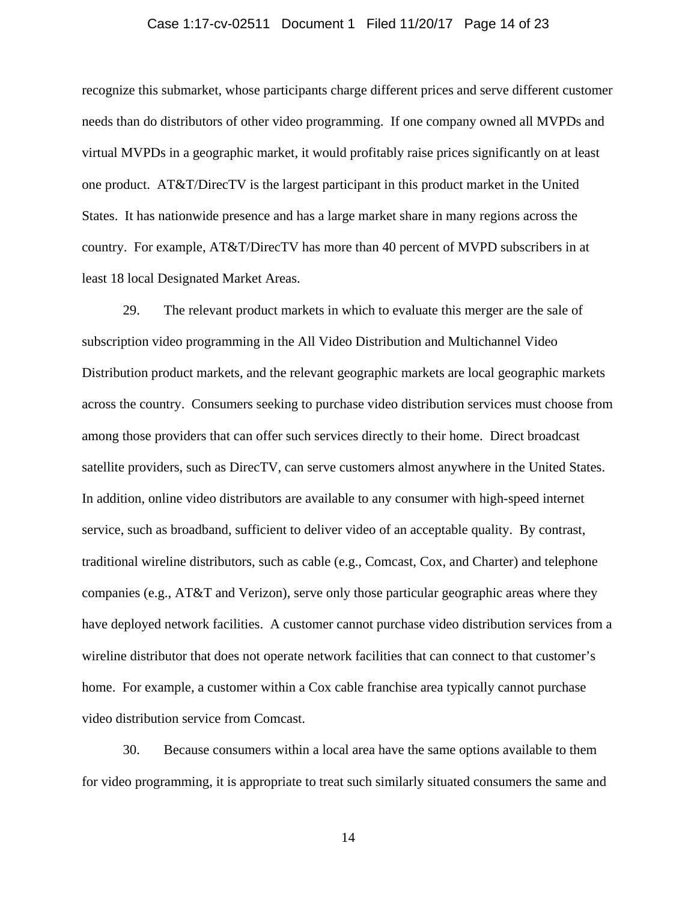recognize this submarket, whose participants charge different prices and serve different customer needs than do distributors of other video programming. If one company owned all MVPDs and virtual MVPDs in a geographic market, it would profitably raise prices significantly on at least one product. AT&T/DirecTV is the largest participant in this product market in the United States. It has nationwide presence and has a large market share in many regions across the country. For example, AT&T/DirecTV has more than 40 percent of MVPD subscribers in at least 18 local Designated Market Areas.

29. The relevant product markets in which to evaluate this merger are the sale of subscription video programming in the All Video Distribution and Multichannel Video Distribution product markets, and the relevant geographic markets are local geographic markets across the country. Consumers seeking to purchase video distribution services must choose from among those providers that can offer such services directly to their home. Direct broadcast satellite providers, such as DirecTV, can serve customers almost anywhere in the United States. In addition, online video distributors are available to any consumer with high-speed internet service, such as broadband, sufficient to deliver video of an acceptable quality. By contrast, traditional wireline distributors, such as cable (e.g., Comcast, Cox, and Charter) and telephone companies (e.g., AT&T and Verizon), serve only those particular geographic areas where they have deployed network facilities. A customer cannot purchase video distribution services from a wireline distributor that does not operate network facilities that can connect to that customer's home. For example, a customer within a Cox cable franchise area typically cannot purchase video distribution service from Comcast.

30. Because consumers within a local area have the same options available to them for video programming, it is appropriate to treat such similarly situated consumers the same and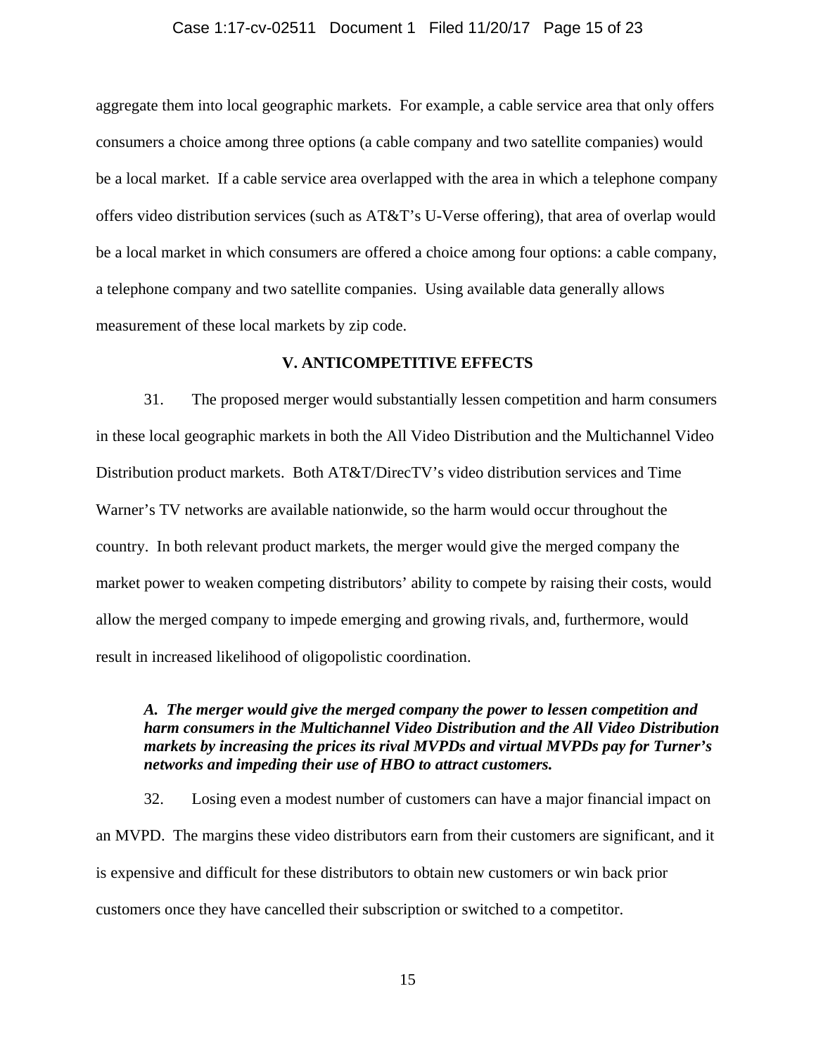aggregate them into local geographic markets. For example, a cable service area that only offers consumers a choice among three options (a cable company and two satellite companies) would be a local market. If a cable service area overlapped with the area in which a telephone company offers video distribution services (such as AT&T's U-Verse offering), that area of overlap would be a local market in which consumers are offered a choice among four options: a cable company, a telephone company and two satellite companies. Using available data generally allows measurement of these local markets by zip code.

## V. ANTICOMPETITIVE EFFECTS

31. The proposed merger would substantially lessen competition and harm consumers in these local geographic markets in both the All Video Distribution and the Multichannel Video Distribution product markets. Both AT&T/DirecTV's video distribution services and Time Warner's TV networks are available nationwide, so the harm would occur throughout the country. In both relevant product markets, the merger would give the merged company the market power to weaken competing distributors' ability to compete by raising their costs, would allow the merged company to impede emerging and growing rivals, and, furthermore, would result in increased likelihood of oligopolistic coordination.

### *A. The merger would give the merged company the power to lessen competition and harm consumers in the Multichannel Video Distribution and the All Video Distribution markets by increasing the prices its rival MVPDs and virtual MVPDs pay for Turner's networks and impeding their use of HBO to attract customers.*

32. Losing even a modest number of customers can have a major financial impact on an MVPD. The margins these video distributors earn from their customers are significant, and it is expensive and difficult for these distributors to obtain new customers or win back prior customers once they have cancelled their subscription or switched to a competitor.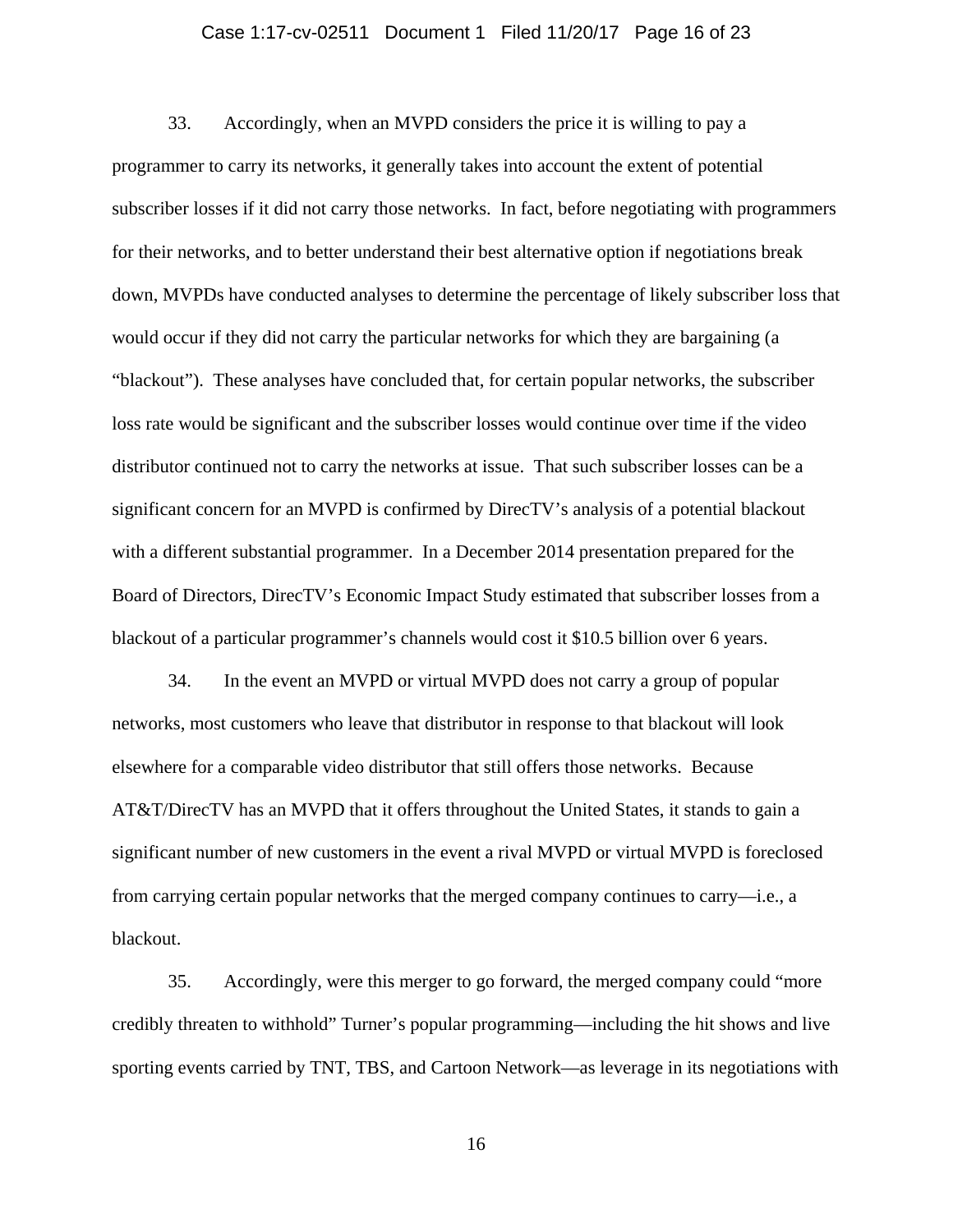33. Accordingly, when an MVPD considers the price it is willing to pay a programmer to carry its networks, it generally takes into account the extent of potential subscriber losses if it did not carry those networks. In fact, before negotiating with programmers for their networks, and to better understand their best alternative option if negotiations break down, MVPDs have conducted analyses to determine the percentage of likely subscriber loss that would occur if they did not carry the particular networks for which they are bargaining (a "blackout"). These analyses have concluded that, for certain popular networks, the subscriber loss rate would be significant and the subscriber losses would continue over time if the video distributor continued not to carry the networks at issue. That such subscriber losses can be a significant concern for an MVPD is confirmed by DirecTV's analysis of a potential blackout with a different substantial programmer. In a December 2014 presentation prepared for the Board of Directors, DirecTV's Economic Impact Study estimated that subscriber losses from a blackout of a particular programmer's channels would cost it $10.5 billion over 6 years.

34. In the event an MVPD or virtual MVPD does not carry a group of popular networks, most customers who leave that distributor in response to that blackout will look elsewhere for a comparable video distributor that still offers those networks. Because AT&T/DirecTV has an MVPD that it offers throughout the United States, it stands to gain a significant number of new customers in the event a rival MVPD or virtual MVPD is foreclosed from carrying certain popular networks that the merged company continues to carry—i.e., a blackout.

35. Accordingly, were this merger to go forward, the merged company could "more credibly threaten to withhold" Turner's popular programming—including the hit shows and live sporting events carried by TNT, TBS, and Cartoon Network—as leverage in its negotiations with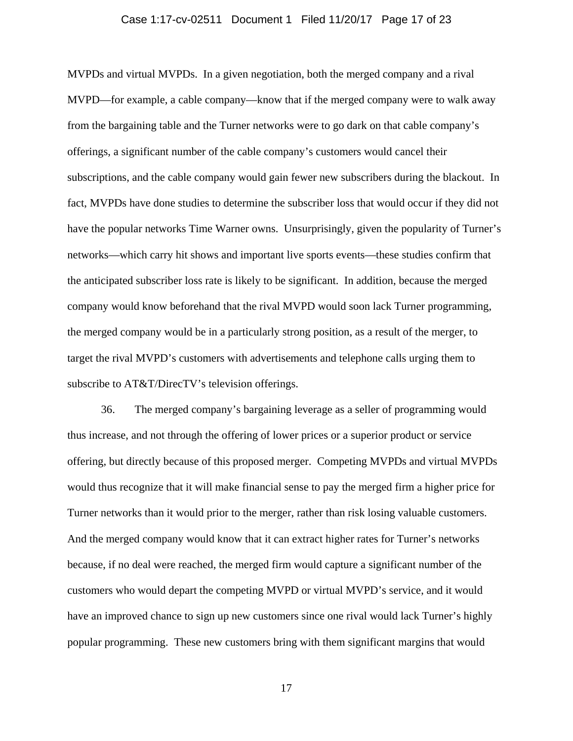MVPDs and virtual MVPDs. In a given negotiation, both the merged company and a rival MVPD—for example, a cable company—know that if the merged company were to walk away from the bargaining table and the Turner networks were to go dark on that cable company's offerings, a significant number of the cable company's customers would cancel their subscriptions, and the cable company would gain fewer new subscribers during the blackout. In fact, MVPDs have done studies to determine the subscriber loss that would occur if they did not have the popular networks Time Warner owns. Unsurprisingly, given the popularity of Turner's networks—which carry hit shows and important live sports events—these studies confirm that the anticipated subscriber loss rate is likely to be significant. In addition, because the merged company would know beforehand that the rival MVPD would soon lack Turner programming, the merged company would be in a particularly strong position, as a result of the merger, to target the rival MVPD's customers with advertisements and telephone calls urging them to subscribe to AT&T/DirecTV's television offerings.

36. The merged company's bargaining leverage as a seller of programming would thus increase, and not through the offering of lower prices or a superior product or service offering, but directly because of this proposed merger. Competing MVPDs and virtual MVPDs would thus recognize that it will make financial sense to pay the merged firm a higher price for Turner networks than it would prior to the merger, rather than risk losing valuable customers. And the merged company would know that it can extract higher rates for Turner's networks because, if no deal were reached, the merged firm would capture a significant number of the customers who would depart the competing MVPD or virtual MVPD's service, and it would have an improved chance to sign up new customers since one rival would lack Turner's highly popular programming. These new customers bring with them significant margins that would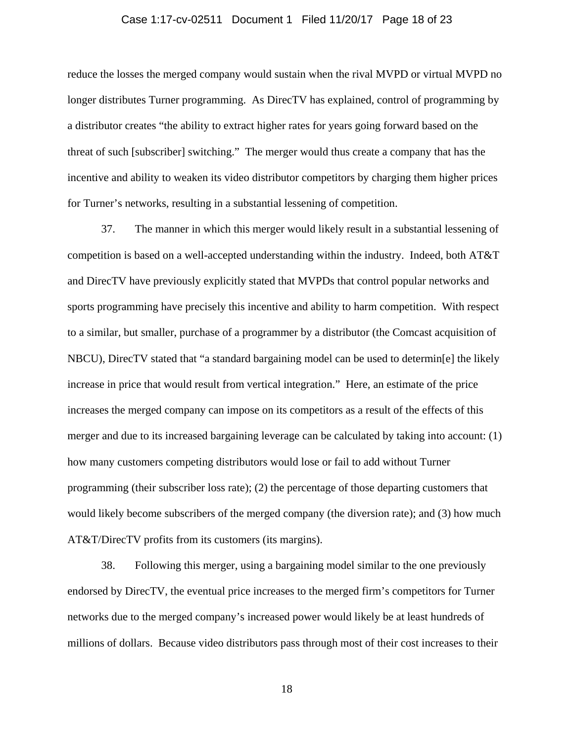reduce the losses the merged company would sustain when the rival MVPD or virtual MVPD no longer distributes Turner programming. As DirecTV has explained, control of programming by a distributor creates "the ability to extract higher rates for years going forward based on the threat of such [subscriber] switching." The merger would thus create a company that has the incentive and ability to weaken its video distributor competitors by charging them higher prices for Turner's networks, resulting in a substantial lessening of competition.

37. The manner in which this merger would likely result in a substantial lessening of competition is based on a well-accepted understanding within the industry. Indeed, both AT&T and DirecTV have previously explicitly stated that MVPDs that control popular networks and sports programming have precisely this incentive and ability to harm competition. With respect to a similar, but smaller, purchase of a programmer by a distributor (the Comcast acquisition of NBCU), DirecTV stated that "a standard bargaining model can be used to determin[e] the likely increase in price that would result from vertical integration." Here, an estimate of the price increases the merged company can impose on its competitors as a result of the effects of this merger and due to its increased bargaining leverage can be calculated by taking into account: (1) how many customers competing distributors would lose or fail to add without Turner programming (their subscriber loss rate); (2) the percentage of those departing customers that would likely become subscribers of the merged company (the diversion rate); and (3) how much AT&T/DirecTV profits from its customers (its margins).

38. Following this merger, using a bargaining model similar to the one previously endorsed by DirecTV, the eventual price increases to the merged firm's competitors for Turner networks due to the merged company's increased power would likely be at least hundreds of millions of dollars. Because video distributors pass through most of their cost increases to their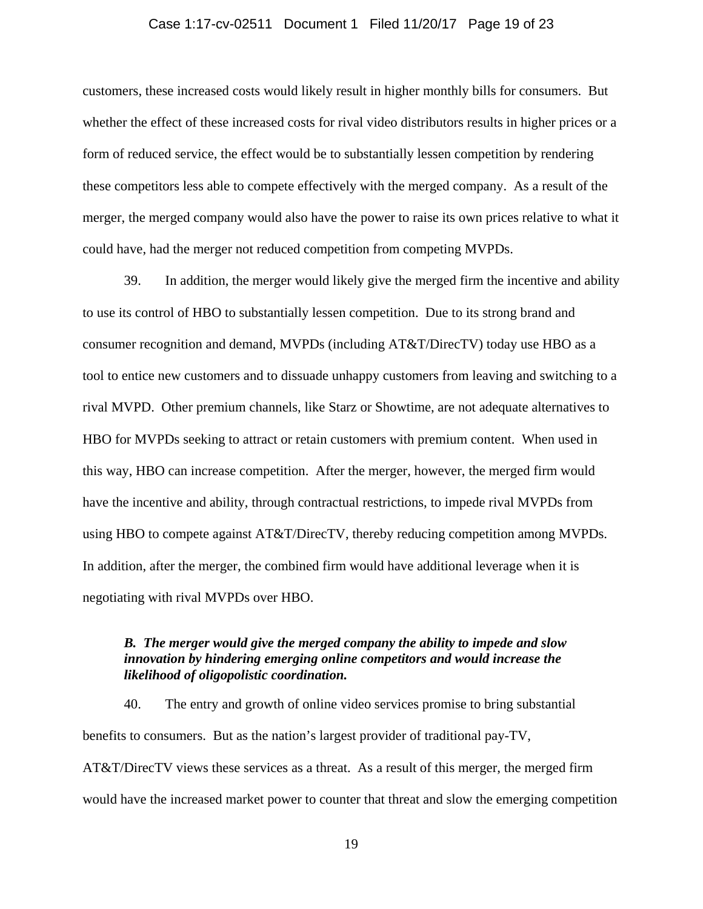customers, these increased costs would likely result in higher monthly bills for consumers. But whether the effect of these increased costs for rival video distributors results in higher prices or a form of reduced service, the effect would be to substantially lessen competition by rendering these competitors less able to compete effectively with the merged company. As a result of the merger, the merged company would also have the power to raise its own prices relative to what it could have, had the merger not reduced competition from competing MVPDs.

39. In addition, the merger would likely give the merged firm the incentive and ability to use its control of HBO to substantially lessen competition. Due to its strong brand and consumer recognition and demand, MVPDs (including AT&T/DirecTV) today use HBO as a tool to entice new customers and to dissuade unhappy customers from leaving and switching to a rival MVPD. Other premium channels, like Starz or Showtime, are not adequate alternatives to HBO for MVPDs seeking to attract or retain customers with premium content. When used in this way, HBO can increase competition. After the merger, however, the merged firm would have the incentive and ability, through contractual restrictions, to impede rival MVPDs from using HBO to compete against AT&T/DirecTV, thereby reducing competition among MVPDs. In addition, after the merger, the combined firm would have additional leverage when it is negotiating with rival MVPDs over HBO.

***B. The merger would give the merged company the ability to impede and slow innovation by hindering emerging online competitors and would increase the likelihood of oligopolistic coordination.***

40. The entry and growth of online video services promise to bring substantial benefits to consumers. But as the nation's largest provider of traditional pay-TV, AT&T/DirecTV views these services as a threat. As a result of this merger, the merged firm would have the increased market power to counter that threat and slow the emerging competition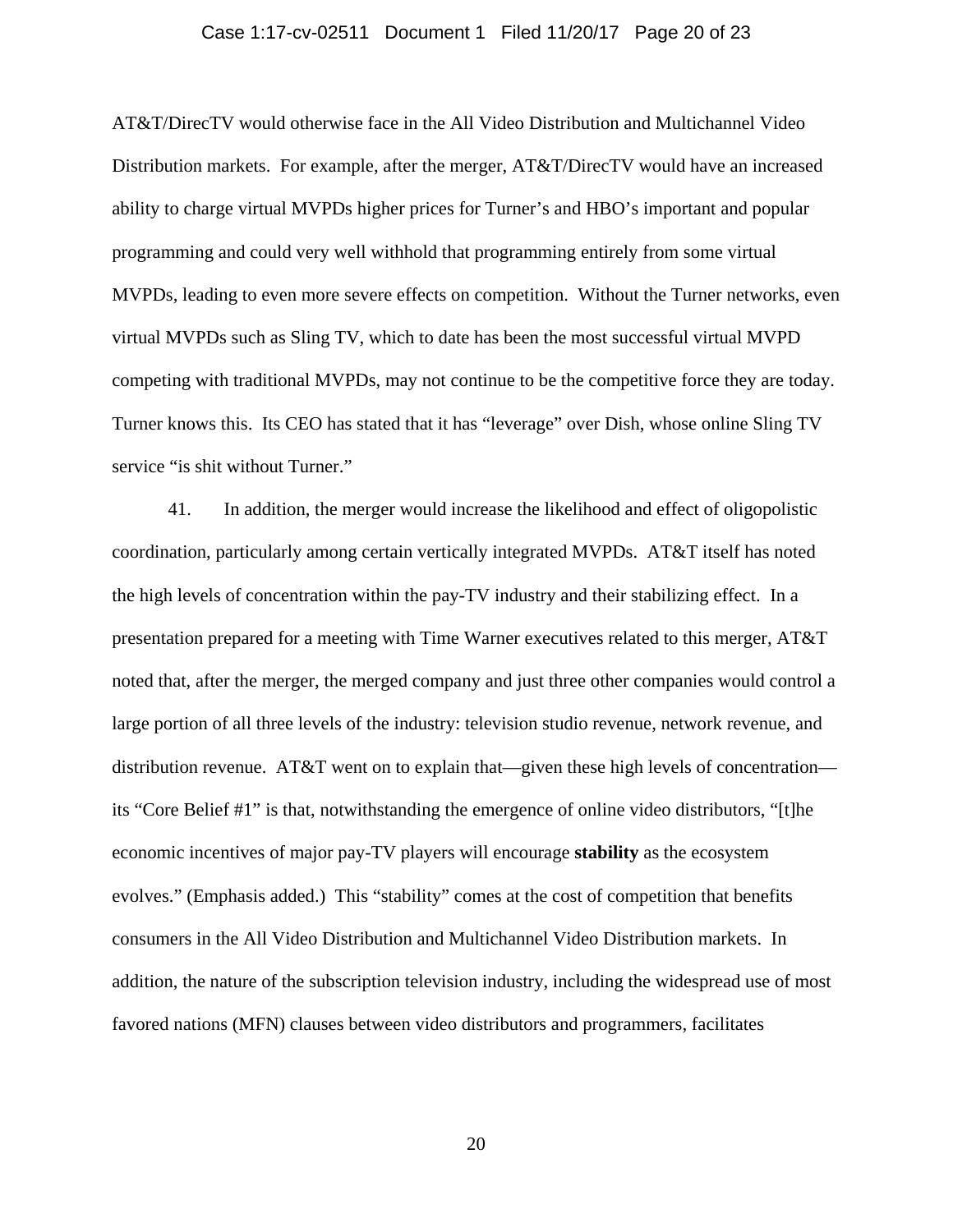AT&T/DirecTV would otherwise face in the All Video Distribution and Multichannel Video Distribution markets. For example, after the merger, AT&T/DirecTV would have an increased ability to charge virtual MVPDs higher prices for Turner's and HBO's important and popular programming and could very well withhold that programming entirely from some virtual MVPDs, leading to even more severe effects on competition. Without the Turner networks, even virtual MVPDs such as Sling TV, which to date has been the most successful virtual MVPD competing with traditional MVPDs, may not continue to be the competitive force they are today. Turner knows this. Its CEO has stated that it has "leverage" over Dish, whose online Sling TV service "is shit without Turner."

41. In addition, the merger would increase the likelihood and effect of oligopolistic coordination, particularly among certain vertically integrated MVPDs. AT&T itself has noted the high levels of concentration within the pay-TV industry and their stabilizing effect. In a presentation prepared for a meeting with Time Warner executives related to this merger, AT&T noted that, after the merger, the merged company and just three other companies would control a large portion of all three levels of the industry: television studio revenue, network revenue, and distribution revenue. AT&T went on to explain that—given these high levels of concentration—its "Core Belief #1" is that, notwithstanding the emergence of online video distributors, "[t]he economic incentives of major pay-TV players will encourage **stability** as the ecosystem evolves." (Emphasis added.) This "stability" comes at the cost of competition that benefits consumers in the All Video Distribution and Multichannel Video Distribution markets. In addition, the nature of the subscription television industry, including the widespread use of most favored nations (MFN) clauses between video distributors and programmers, facilitates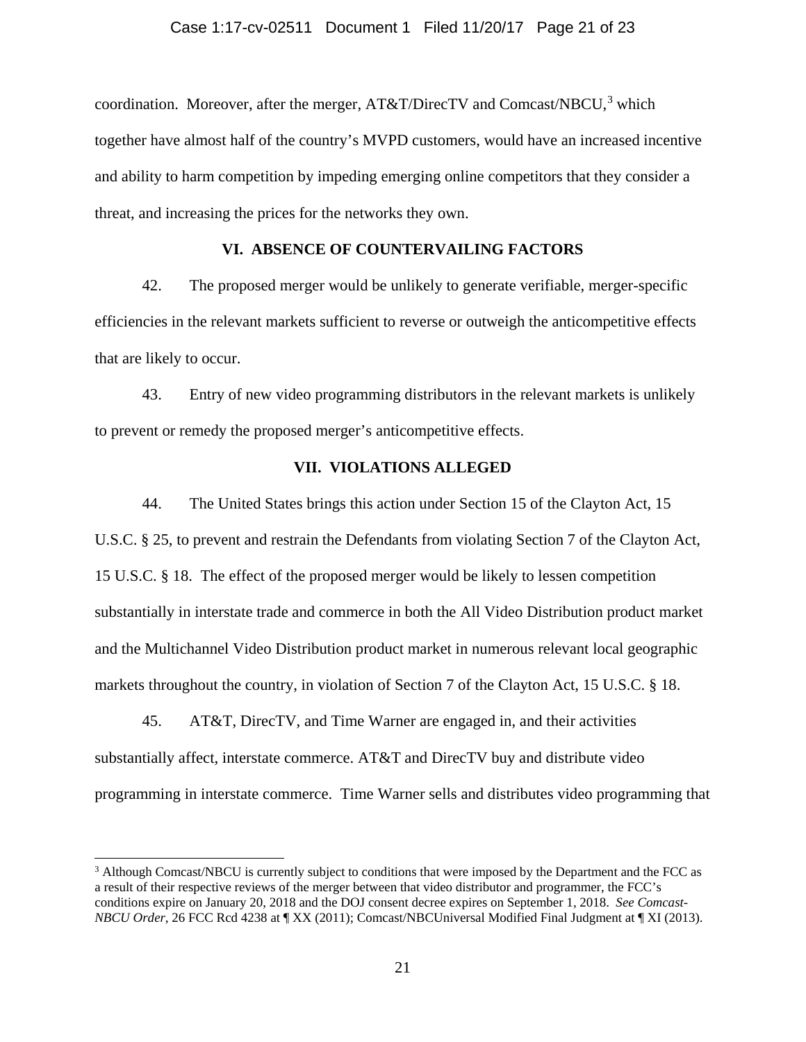coordination. Moreover, after the merger, AT&T/DirecTV and Comcast/NBCU,[3] which together have almost half of the country's MVPD customers, would have an increased incentive and ability to harm competition by impeding emerging online competitors that they consider a threat, and increasing the prices for the networks they own.

## VI. ABSENCE OF COUNTERVAILING FACTORS

42. The proposed merger would be unlikely to generate verifiable, merger-specific efficiencies in the relevant markets sufficient to reverse or outweigh the anticompetitive effects that are likely to occur.

43. Entry of new video programming distributors in the relevant markets is unlikely to prevent or remedy the proposed merger's anticompetitive effects.

## VII. VIOLATIONS ALLEGED

44. The United States brings this action under Section 15 of the Clayton Act, 15 U.S.C. § 25, to prevent and restrain the Defendants from violating Section 7 of the Clayton Act, 15 U.S.C. § 18. The effect of the proposed merger would be likely to lessen competition substantially in interstate trade and commerce in both the All Video Distribution product market and the Multichannel Video Distribution product market in numerous relevant local geographic markets throughout the country, in violation of Section 7 of the Clayton Act, 15 U.S.C. § 18.

45. AT&T, DirecTV, and Time Warner are engaged in, and their activities substantially affect, interstate commerce. AT&T and DirecTV buy and distribute video programming in interstate commerce. Time Warner sells and distributes video programming that

---

[3] Although Comcast/NBCU is currently subject to conditions that were imposed by the Department and the FCC as a result of their respective reviews of the merger between that video distributor and programmer, the FCC's conditions expire on January 20, 2018 and the DOJ consent decree expires on September 1, 2018. *See Comcast-NBCU Order*, 26 FCC Rcd 4238 at ¶ XX (2011); Comcast/NBCUniversal Modified Final Judgment at ¶ XI (2013).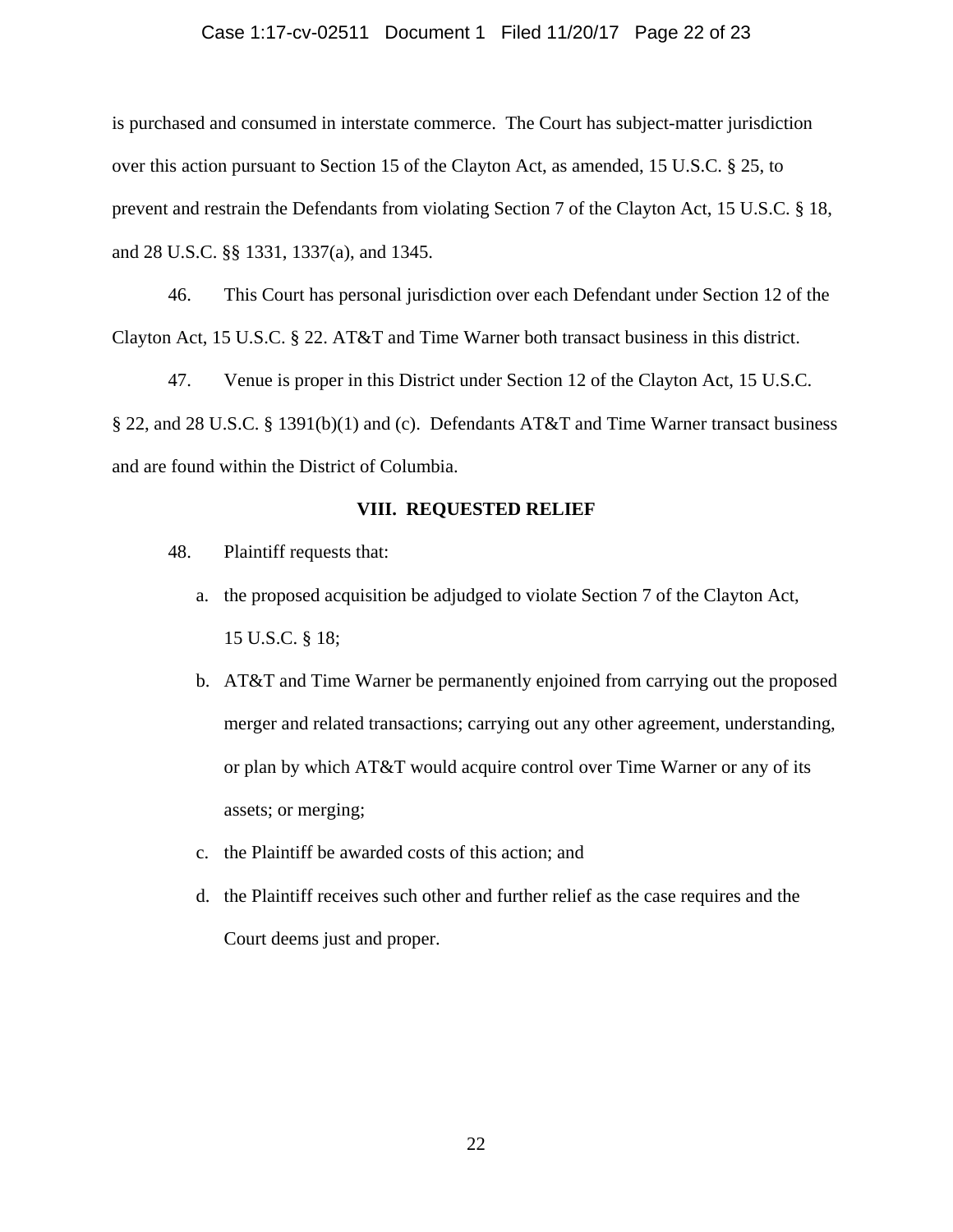is purchased and consumed in interstate commerce. The Court has subject-matter jurisdiction over this action pursuant to Section 15 of the Clayton Act, as amended, 15 U.S.C. § 25, to prevent and restrain the Defendants from violating Section 7 of the Clayton Act, 15 U.S.C. § 18, and 28 U.S.C. §§ 1331, 1337(a), and 1345.

46. This Court has personal jurisdiction over each Defendant under Section 12 of the Clayton Act, 15 U.S.C. § 22. AT&T and Time Warner both transact business in this district.

47. Venue is proper in this District under Section 12 of the Clayton Act, 15 U.S.C. § 22, and 28 U.S.C. § 1391(b)(1) and (c). Defendants AT&T and Time Warner transact business and are found within the District of Columbia.

## VIII. REQUESTED RELIEF

48. Plaintiff requests that:

a. the proposed acquisition be adjudged to violate Section 7 of the Clayton Act, 15 U.S.C. § 18;

b. AT&T and Time Warner be permanently enjoined from carrying out the proposed merger and related transactions; carrying out any other agreement, understanding, or plan by which AT&T would acquire control over Time Warner or any of its assets; or merging;

c. the Plaintiff be awarded costs of this action; and

d. the Plaintiff receives such other and further relief as the case requires and the Court deems just and proper.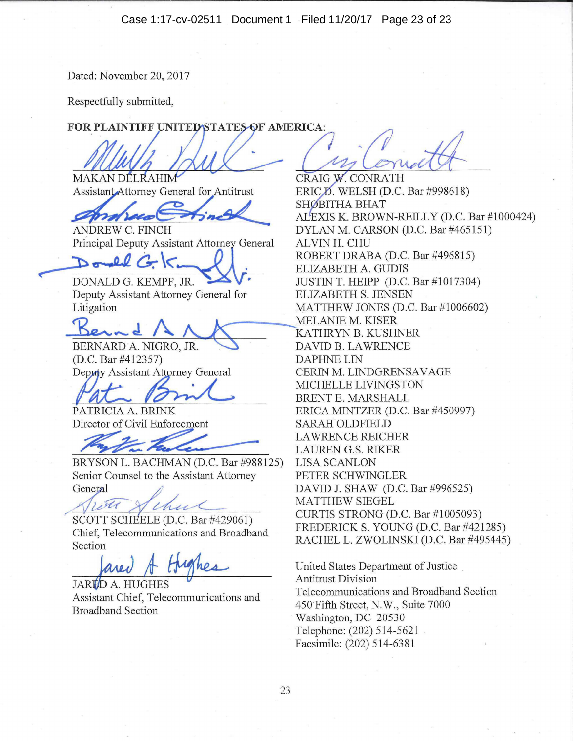Dated: November 20, 2017

Respectfully submitted,

**FOR PLAINTIFF UNITED STATES OF AMERICA:**

MAKAN DELRAHIM
Assistant Attorney General for Antitrust

ANDREW C. FINCH
Principal Deputy Assistant Attorney General

DONALD G. KEMPF, JR.
Deputy Assistant Attorney General for Litigation

BERNARD A. NIGRO, JR.
(D.C. Bar #412357)
Deputy Assistant Attorney General

PATRICIA A. BRINK
Director of Civil Enforcement

BRYSON L. BACHMAN (D.C. Bar #988125)
Senior Counsel to the Assistant Attorney General

SCOTT SCHEELE (D.C. Bar #429061)
Chief, Telecommunications and Broadband Section

JARED A. HUGHES
Assistant Chief, Telecommunications and Broadband Section

CRAIG W. CONRATH
ERIC D. WELSH (D.C. Bar #998618)
SHOBITHA BHAT
ALEXIS K. BROWN-REILLY (D.C. Bar #1000424)
DYLAN M. CARSON (D.C. Bar #465151)
ALVIN H. CHU
ROBERT DRABA (D.C. Bar #496815)
ELIZABETH A. GUDIS
JUSTIN T. HEIPP (D.C. Bar #1017304)
ELIZABETH S. JENSEN
MATTHEW JONES (D.C. Bar #1006602)
MELANIE M. KISER
KATHRYN B. KUSHNER
DAVID B. LAWRENCE
DAPHNE LIN
CERIN M. LINDGRENSAVAGE
MICHELLE LIVINGSTON
BRENT E. MARSHALL
ERICA MINTZER (D.C. Bar #450997)
SARAH OLDFIELD
LAWRENCE REICHER
LAUREN G.S. RIKER
LISA SCANLON
PETER SCHWINGLER
DAVID J. SHAW (D.C. Bar #996525)
MATTHEW SIEGEL
CURTIS STRONG (D.C. Bar #1005093)
FREDERICK S. YOUNG (D.C. Bar #421285)
RACHEL L. ZWOLINSKI (D.C. Bar #495445)

United States Department of Justice
Antitrust Division
Telecommunications and Broadband Section
450 Fifth Street, N.W., Suite 7000
Washington, DC 20530
Telephone: (202) 514-5621
Facsimile: (202) 514-6381